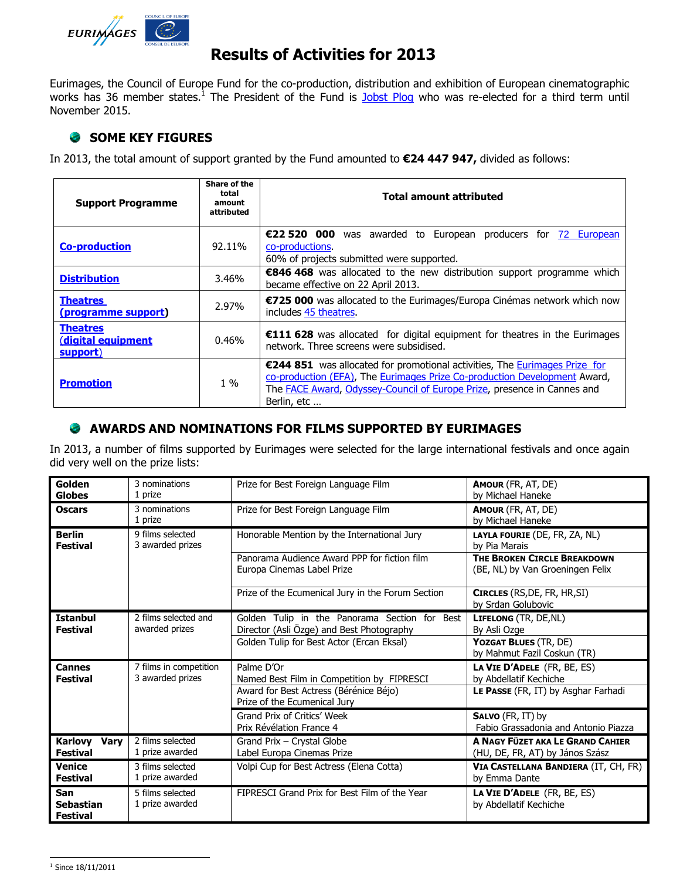# Results of Activities for 2013

Eurimages, the Council of Europe Fund for the co-production, distribution and exhibition of European cinematographic works has 36 member states.[1] The President of the Fund is Jobst Plog who was re-elected for a third term until November 2015.

## SOME KEY FIGURES

In 2013, the total amount of support granted by the Fund amounted to **€24 447 947,** divided as follows:

| Support Programme | Share of the total amount attributed | Total amount attributed |
|---|---|---|
| **Co-production** | 92.11% | **€22 520 000** was awarded to European producers for 72 European co-productions. 60% of projects submitted were supported. |
| **Distribution** | 3.46% | **€846 468** was allocated to the new distribution support programme which became effective on 22 April 2013. |
| **Theatres (programme support)** | 2.97% | **€725 000** was allocated to the Eurimages/Europa Cinémas network which now includes 45 theatres. |
| **Theatres (digital equipment support)** | 0.46% | **€111 628** was allocated for digital equipment for theatres in the Eurimages network. Three screens were subsidised. |
| **Promotion** | 1 % | **€244 851** was allocated for promotional activities, The Eurimages Prize for co-production (EFA), The Eurimages Prize Co-production Development Award, The FACE Award, Odyssey-Council of Europe Prize, presence in Cannes and Berlin, etc … |

## AWARDS AND NOMINATIONS FOR FILMS SUPPORTED BY EURIMAGES

In 2013, a number of films supported by Eurimages were selected for the large international festivals and once again did very well on the prize lists:

| | | | |
|---|---|---|---|
| **Golden Globes** | 3 nominations<br>1 prize | Prize for Best Foreign Language Film | **AMOUR** (FR, AT, DE)<br>by Michael Haneke |
| **Oscars** | 3 nominations<br>1 prize | Prize for Best Foreign Language Film | **AMOUR** (FR, AT, DE)<br>by Michael Haneke |
| **Berlin Festival** | 9 films selected<br>3 awarded prizes | Honorable Mention by the International Jury | **LAYLA FOURIE** (DE, FR, ZA, NL)<br>by Pia Marais |
| | | Panorama Audience Award PPP for fiction film<br>Europa Cinemas Label Prize | **THE BROKEN CIRCLE BREAKDOWN**<br>(BE, NL) by Van Groeningen Felix |
| | | Prize of the Ecumenical Jury in the Forum Section | **CIRCLES** (RS,DE, FR, HR,SI)<br>by Srdan Golubovic |
| **Istanbul Festival** | 2 films selected and awarded prizes | Golden Tulip in the Panorama Section for Best Director (Asli Özge) and Best Photography | **LIFELONG** (TR, DE,NL)<br>By Asli Ozge |
| | | Golden Tulip for Best Actor (Ercan Eksal) | **YOZGAT BLUES** (TR, DE)<br>by Mahmut Fazil Coskun (TR) |
| **Cannes Festival** | 7 films in competition<br>3 awarded prizes | Palme D'Or<br>Named Best Film in Competition by FIPRESCI | **LA VIE D'ADELE** (FR, BE, ES)<br>by Abdellatif Kechiche |
| | | Award for Best Actress (Bérénice Béjo)<br>Prize of the Ecumenical Jury | **LE PASSE** (FR, IT) by Asghar Farhadi |
| | | Grand Prix of Critics' Week<br>Prix Révélation France 4 | **SALVO** (FR, IT) by<br>Fabio Grassadonia and Antonio Piazza |
| **Karlovy Vary Festival** | 2 films selected<br>1 prize awarded | Grand Prix – Crystal Globe<br>Label Europa Cinemas Prize | **A NAGY FÜZET AKA LE GRAND CAHIER**<br>(HU, DE, FR, AT) by János Szász |
| **Venice Festival** | 3 films selected<br>1 prize awarded | Volpi Cup for Best Actress (Elena Cotta) | **VIA CASTELLANA BANDIERA** (IT, CH, FR)<br>by Emma Dante |
| **San Sebastian Festival** | 5 films selected<br>1 prize awarded | FIPRESCI Grand Prix for Best Film of the Year | **LA VIE D'ADELE** (FR, BE, ES)<br>by Abdellatif Kechiche |

[1] Since 18/11/2011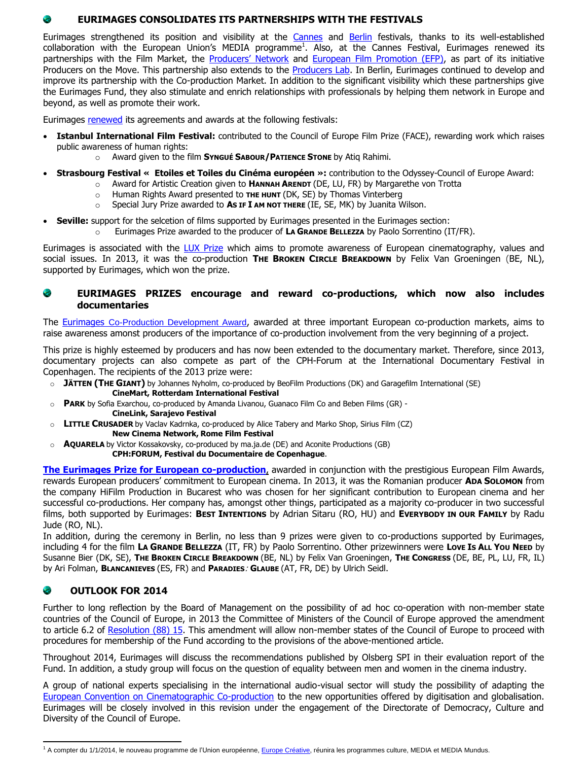## EURIMAGES CONSOLIDATES ITS PARTNERSHIPS WITH THE FESTIVALS

Eurimages strengthened its position and visibility at the Cannes and Berlin festivals, thanks to its well-established collaboration with the European Union's MEDIA programme[1]. Also, at the Cannes Festival, Eurimages renewed its partnerships with the Film Market, the Producers' Network and European Film Promotion (EFP), as part of its initiative Producers on the Move. This partnership also extends to the Producers Lab. In Berlin, Eurimages continued to develop and improve its partnership with the Co-production Market. In addition to the significant visibility which these partnerships give the Eurimages Fund, they also stimulate and enrich relationships with professionals by helping them network in Europe and beyond, as well as promote their work.

Eurimages renewed its agreements and awards at the following festivals:

- **Istanbul International Film Festival:** contributed to the Council of Europe Film Prize (FACE), rewarding work which raises public awareness of human rights:
  - Award given to the film **SYNGUÉ SABOUR/PATIENCE STONE** by Atiq Rahimi.
- **Strasbourg Festival « Etoiles et Toiles du Cinéma européen »:** contribution to the Odyssey-Council of Europe Award:
  - Award for Artistic Creation given to **HANNAH ARENDT** (DE, LU, FR) by Margarethe von Trotta
  - Human Rights Award presented to **THE HUNT** (DK, SE) by Thomas Vinterberg
  - Special Jury Prize awarded to **AS IF I AM NOT THERE** (IE, SE, MK) by Juanita Wilson.
- **Seville:** support for the selcetion of films supported by Eurimages presented in the Eurimages section:
  - Eurimages Prize awarded to the producer of **LA GRANDE BELLEZZA** by Paolo Sorrentino (IT/FR).

Eurimages is associated with the LUX Prize which aims to promote awareness of European cinematography, values and social issues. In 2013, it was the co-production **THE BROKEN CIRCLE BREAKDOWN** by Felix Van Groeningen (BE, NL), supported by Eurimages, which won the prize.

## EURIMAGES PRIZES encourage and reward co-productions, which now also includes documentaries

The Eurimages Co-Production Development Award, awarded at three important European co-production markets, aims to raise awareness amonst producers of the importance of co-production involvement from the very beginning of a project.

This prize is highly esteemed by producers and has now been extended to the documentary market. Therefore, since 2013, documentary projects can also compete as part of the CPH-Forum at the International Documentary Festival in Copenhagen. The recipients of the 2013 prize were:

- **JÄTTEN (THE GIANT)** by Johannes Nyholm, co-produced by BeoFilm Productions (DK) and Garagefilm International (SE)
  **CineMart, Rotterdam International Festival**
- **PARK** by Sofia Exarchou, co-produced by Amanda Livanou, Guanaco Film Co and Beben Films (GR) -
  **CineLink, Sarajevo Festival**
- **LITTLE CRUSADER** by Vaclav Kadrnka, co-produced by Alice Tabery and Marko Shop, Sirius Film (CZ)
  **New Cinema Network, Rome Film Festival**
- **AQUARELA** by Victor Kossakovsky, co-produced by ma.ja.de (DE) and Aconite Productions (GB)
  **CPH:FORUM, Festival du Documentaire de Copenhague**.

**The Eurimages Prize for European co-production**, awarded in conjunction with the prestigious European Film Awards, rewards European producers' commitment to European cinema. In 2013, it was the Romanian producer **ADA SOLOMON** from the company HiFilm Production in Bucarest who was chosen for her significant contribution to European cinema and her successful co-productions. Her company has, amongst other things, participated as a majority co-producer in two successful films, both supported by Eurimages: **BEST INTENTIONS** by Adrian Sitaru (RO, HU) and **EVERYBODY IN OUR FAMILY** by Radu Jude (RO, NL).

In addition, during the ceremony in Berlin, no less than 9 prizes were given to co-productions supported by Eurimages, including 4 for the film **LA GRANDE BELLEZZA** (IT, FR) by Paolo Sorrentino. Other prizewinners were **LOVE IS ALL YOU NEED** by Susanne Bier (DK, SE), **THE BROKEN CIRCLE BREAKDOWN** (BE, NL) by Felix Van Groeningen, **THE CONGRESS** (DE, BE, PL, LU, FR, IL) by Ari Folman, **BLANCANIEVES** (ES, FR) and **PARADIES: GLAUBE** (AT, FR, DE) by Ulrich Seidl.

## OUTLOOK FOR 2014

Further to long reflection by the Board of Management on the possibility of ad hoc co-operation with non-member state countries of the Council of Europe, in 2013 the Committee of Ministers of the Council of Europe approved the amendment to article 6.2 of Resolution (88) 15. This amendment will allow non-member states of the Council of Europe to proceed with procedures for membership of the Fund according to the provisions of the above-mentioned article.

Throughout 2014, Eurimages will discuss the recommendations published by Olsberg SPI in their evaluation report of the Fund. In addition, a study group will focus on the question of equality between men and women in the cinema industry.

A group of national experts specialising in the international audio-visual sector will study the possibility of adapting the European Convention on Cinematographic Co-production to the new opportunities offered by digitisation and globalisation. Eurimages will be closely involved in this revision under the engagement of the Directorate of Democracy, Culture and Diversity of the Council of Europe.

---

[1] A compter du 1/1/2014, le nouveau programme de l'Union européenne, Europe Créative, réunira les programmes culture, MEDIA et MEDIA Mundus.